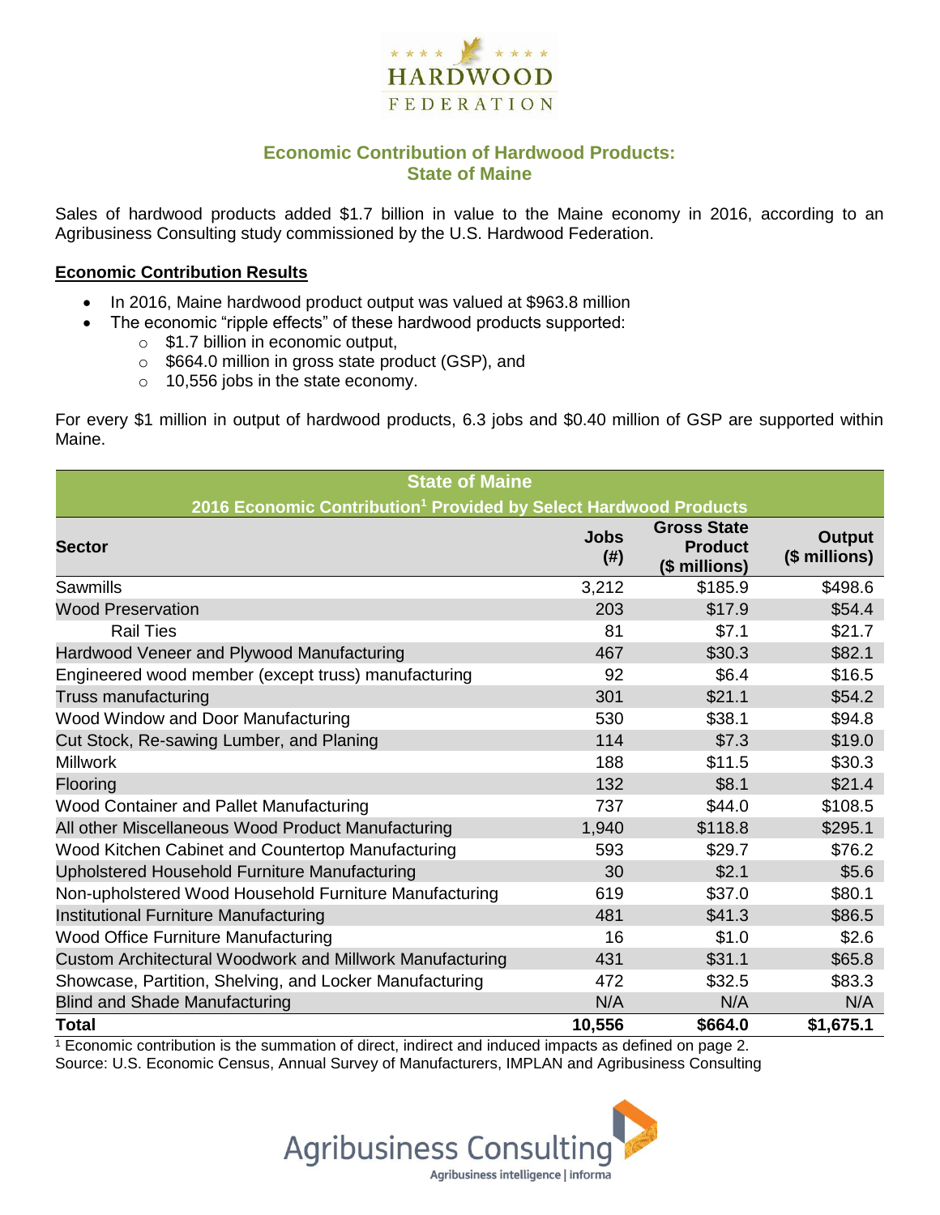HARDWOOD FEDERATION

## Economic Contribution of Hardwood Products: State of Maine

Sales of hardwood products added $1.7 billion in value to the Maine economy in 2016, according to an Agribusiness Consulting study commissioned by the U.S. Hardwood Federation.

### Economic Contribution Results

- In 2016, Maine hardwood product output was valued at $963.8 million
- The economic "ripple effects" of these hardwood products supported:
  - $1.7 billion in economic output,
  - $664.0 million in gross state product (GSP), and
  - 10,556 jobs in the state economy.

For every $1 million in output of hardwood products, 6.3 jobs and $0.40 million of GSP are supported within Maine.

| State of Maine — 2016 Economic Contribution[1] Provided by Select Hardwood Products | | | |
|---|---|---|---|
| **Sector** | **Jobs (#)** | **Gross State Product ($ millions)** | **Output ($ millions)** |
| Sawmills | 3,212 | $185.9 | $498.6 |
| Wood Preservation | 203 | $17.9 | $54.4 |
| Rail Ties | 81 | $7.1 | $21.7 |
| Hardwood Veneer and Plywood Manufacturing | 467 | $30.3 | $82.1 |
| Engineered wood member (except truss) manufacturing | 92 | $6.4 | $16.5 |
| Truss manufacturing | 301 | $21.1 | $54.2 |
| Wood Window and Door Manufacturing | 530 | $38.1 | $94.8 |
| Cut Stock, Re-sawing Lumber, and Planing | 114 | $7.3 | $19.0 |
| Millwork | 188 | $11.5 | $30.3 |
| Flooring | 132 | $8.1 | $21.4 |
| Wood Container and Pallet Manufacturing | 737 | $44.0 | $108.5 |
| All other Miscellaneous Wood Product Manufacturing | 1,940 | $118.8 | $295.1 |
| Wood Kitchen Cabinet and Countertop Manufacturing | 593 | $29.7 | $76.2 |
| Upholstered Household Furniture Manufacturing | 30 | $2.1 | $5.6 |
| Non-upholstered Wood Household Furniture Manufacturing | 619 | $37.0 | $80.1 |
| Institutional Furniture Manufacturing | 481 | $41.3 | $86.5 |
| Wood Office Furniture Manufacturing | 16 | $1.0 | $2.6 |
| Custom Architectural Woodwork and Millwork Manufacturing | 431 | $31.1 | $65.8 |
| Showcase, Partition, Shelving, and Locker Manufacturing | 472 | $32.5 | $83.3 |
| Blind and Shade Manufacturing | N/A | N/A | N/A |
| **Total** | **10,556** | **$664.0** | **$1,675.1** |

[1] Economic contribution is the summation of direct, indirect and induced impacts as defined on page 2.
Source: U.S. Economic Census, Annual Survey of Manufacturers, IMPLAN and Agribusiness Consulting

Agribusiness Consulting
Agribusiness intelligence | informa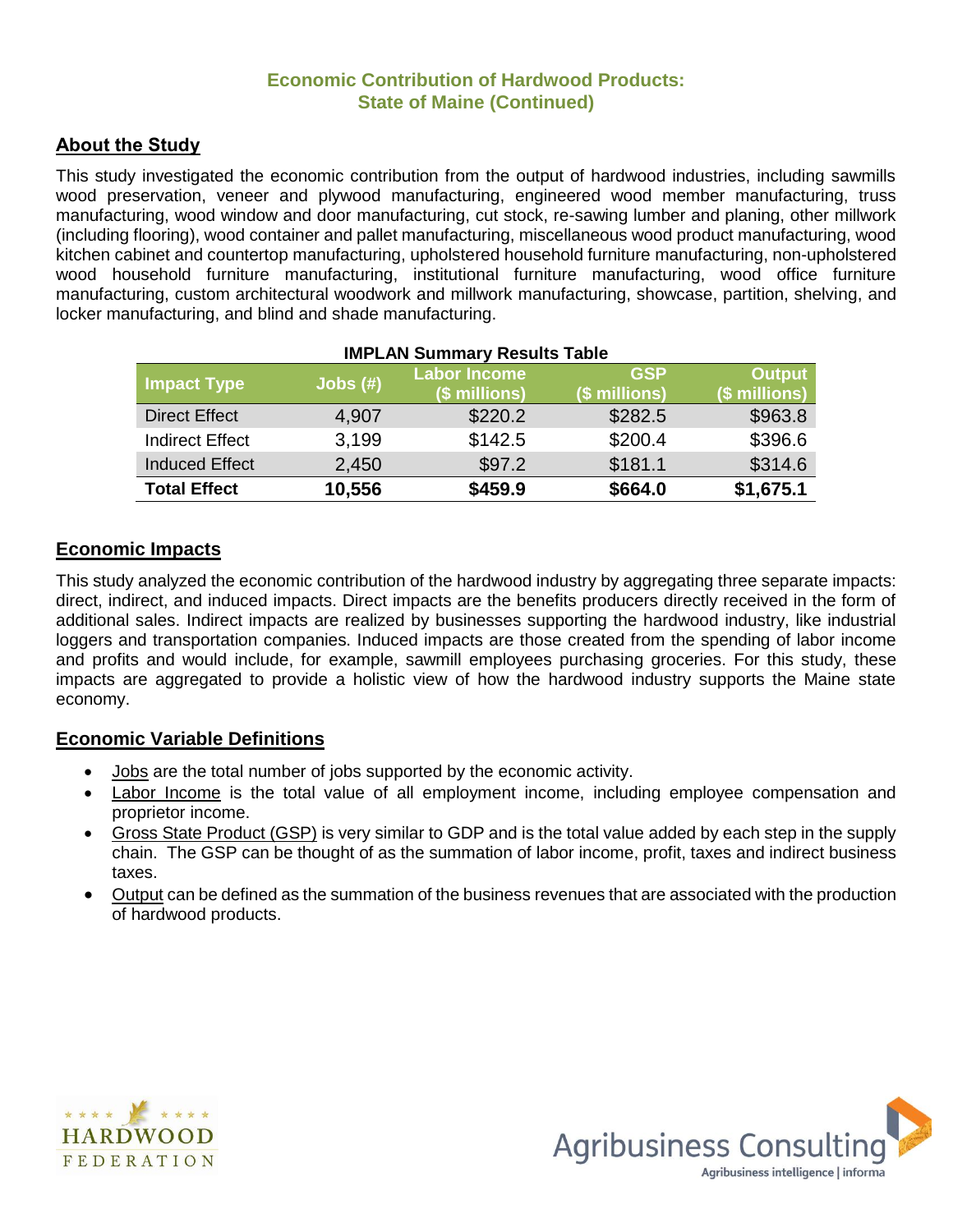# Economic Contribution of Hardwood Products: State of Maine (Continued)

## About the Study

This study investigated the economic contribution from the output of hardwood industries, including sawmills wood preservation, veneer and plywood manufacturing, engineered wood member manufacturing, truss manufacturing, wood window and door manufacturing, cut stock, re-sawing lumber and planing, other millwork (including flooring), wood container and pallet manufacturing, miscellaneous wood product manufacturing, wood kitchen cabinet and countertop manufacturing, upholstered household furniture manufacturing, non-upholstered wood household furniture manufacturing, institutional furniture manufacturing, wood office furniture manufacturing, custom architectural woodwork and millwork manufacturing, showcase, partition, shelving, and locker manufacturing, and blind and shade manufacturing.

**IMPLAN Summary Results Table**

| Impact Type | Jobs (#) | Labor Income ($ millions) | GSP ($ millions) | Output ($ millions) |
|---|---|---|---|---|
| Direct Effect | 4,907 | $220.2 | $282.5 | $963.8 |
| Indirect Effect | 3,199 | $142.5 | $200.4 | $396.6 |
| Induced Effect | 2,450 | $97.2 | $181.1 | $314.6 |
| **Total Effect** | **10,556** | **$459.9** | **$664.0** | **$1,675.1** |

## Economic Impacts

This study analyzed the economic contribution of the hardwood industry by aggregating three separate impacts: direct, indirect, and induced impacts. Direct impacts are the benefits producers directly received in the form of additional sales. Indirect impacts are realized by businesses supporting the hardwood industry, like industrial loggers and transportation companies. Induced impacts are those created from the spending of labor income and profits and would include, for example, sawmill employees purchasing groceries. For this study, these impacts are aggregated to provide a holistic view of how the hardwood industry supports the Maine state economy.

## Economic Variable Definitions

- Jobs are the total number of jobs supported by the economic activity.
- Labor Income is the total value of all employment income, including employee compensation and proprietor income.
- Gross State Product (GSP) is very similar to GDP and is the total value added by each step in the supply chain. The GSP can be thought of as the summation of labor income, profit, taxes and indirect business taxes.
- Output can be defined as the summation of the business revenues that are associated with the production of hardwood products.

HARDWOOD FEDERATION

Agribusiness Consulting
Agribusiness intelligence | informa